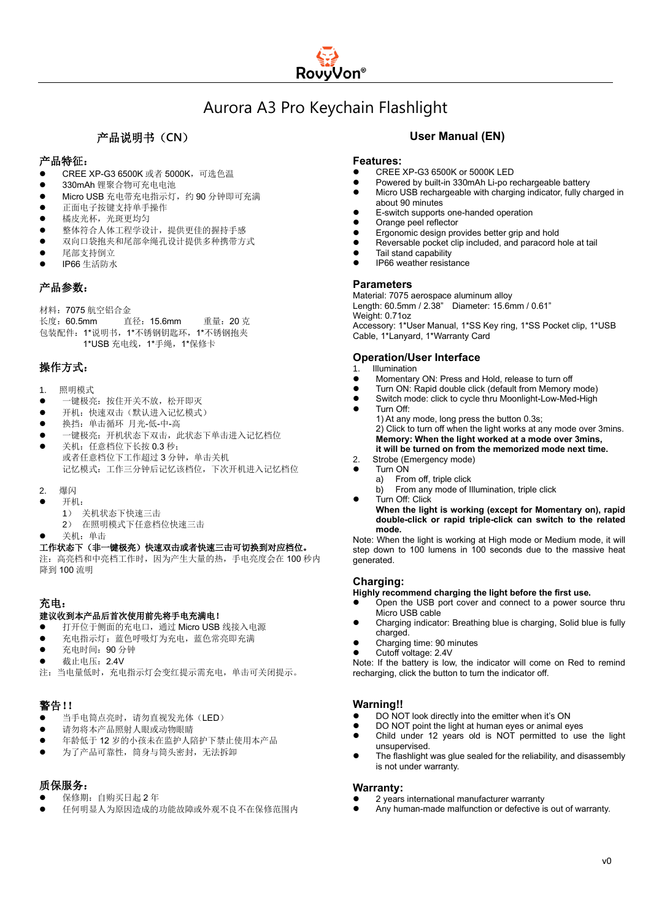RovyVon®

# Aurora A3 Pro Keychain Flashlight

## 产品说明书（CN）

### 产品特征：

- CREE XP-G3 6500K 或者 5000K，可选色温
- 330mAh 锂聚合物可充电电池
- Micro USB 充电带充电指示灯，约 90 分钟即可充满
- 正面电子按键支持单手操作
- 橘皮光杯，光斑更均匀
- 整体符合人体工程学设计，提供更佳的握持手感
- 双向口袋抱夹和尾部伞绳孔设计提供多种携带方式
- 尾部支持倒立
- IP66 生活防水

### 产品参数：

材料：7075 航空铝合金
长度：60.5mm　　直径：15.6mm　　重量：20 克
包装配件：1*说明书，1*不锈钢钥匙环，1*不锈钢抱夹
　　　　　1*USB 充电线，1*手绳，1*保修卡

### 操作方式：

1. 照明模式
- 一键极亮：按住开关不放，松开即灭
- 开机：快速双击（默认进入记忆模式）
- 换挡：单击循环 月光-低-中-高
- 一键极亮：开机状态下双击，此状态下单击进入记忆档位
- 关机：任意档位下长按 0.3 秒；
  或者任意档位下工作超过 3 分钟，单击关机
  记忆模式：工作三分钟后记忆该档位，下次开机进入记忆档位

2. 爆闪
- 开机：
  1） 关机状态下快速三击
  2） 在照明模式下任意档位快速三击
- 关机：单击

**工作状态下（非一键极亮）快速双击或者快速三击可切换到对应档位。**
注：高亮档和中亮档工作时，因为产生大量的热，手电亮度会在 100 秒内降到 100 流明

### 充电：

**建议收到本产品后首次使用前先将手电充满电！**

- 打开位于侧面的充电口，通过 Micro USB 线接入电源
- 充电指示灯：蓝色呼吸灯为充电，蓝色常亮即充满
- 充电时间：90 分钟
- 截止电压：2.4V

注：当电量低时，充电指示灯会变红提示需充电，单击可关闭提示。

### 警告！！

- 当手电筒点亮时，请勿直视发光体（LED）
- 请勿将本产品照射人眼或动物眼睛
- 年龄低于 12 岁的小孩未在监护人陪护下禁止使用本产品
- 为了产品可靠性，筒身与筒头密封，无法拆卸

### 质保服务：

- 保修期：自购买日起 2 年
- 任何明显人为原因造成的功能故障或外观不良不在保修范围内

## User Manual (EN)

### Features:

- CREE XP-G3 6500K or 5000K LED
- Powered by built-in 330mAh Li-po rechargeable battery
- Micro USB rechargeable with charging indicator, fully charged in about 90 minutes
- E-switch supports one-handed operation
- Orange peel reflector
- Ergonomic design provides better grip and hold
- Reversable pocket clip included, and paracord hole at tail
- Tail stand capability
- IP66 weather resistance

### Parameters

Material: 7075 aerospace aluminum alloy
Length: 60.5mm / 2.38"　Diameter: 15.6mm / 0.61"
Weight: 0.71oz
Accessory: 1*User Manual, 1*SS Key ring, 1*SS Pocket clip, 1*USB Cable, 1*Lanyard, 1*Warranty Card

### Operation/User Interface

1. Illumination
- Momentary ON: Press and Hold, release to turn off
- Turn ON: Rapid double click (default from Memory mode)
- Switch mode: click to cycle thru Moonlight-Low-Med-High
- Turn Off:
  1) At any mode, long press the button 0.3s;
  2) Click to turn off when the light works at any mode over 3mins.
  **Memory: When the light worked at a mode over 3mins, it will be turned on from the memorized mode next time.**

2. Strobe (Emergency mode)
- Turn ON
  a) From off, triple click
  b) From any mode of Illumination, triple click
- Turn Off: Click

**When the light is working (except for Momentary on), rapid double-click or rapid triple-click can switch to the related mode.**
Note: When the light is working at High mode or Medium mode, it will step down to 100 lumens in 100 seconds due to the massive heat generated.

### Charging:

**Highly recommend charging the light before the first use.**

- Open the USB port cover and connect to a power source thru Micro USB cable
- Charging indicator: Breathing blue is charging, Solid blue is fully charged.
- Charging time: 90 minutes
- Cutoff voltage: 2.4V

Note: If the battery is low, the indicator will come on Red to remind recharging, click the button to turn the indicator off.

### Warning!!

- DO NOT look directly into the emitter when it's ON
- DO NOT point the light at human eyes or animal eyes
- Child under 12 years old is NOT permitted to use the light unsupervised.
- The flashlight was glue sealed for the reliability, and disassembly is not under warranty.

### Warranty:

- 2 years international manufacturer warranty
- Any human-made malfunction or defective is out of warranty.

v0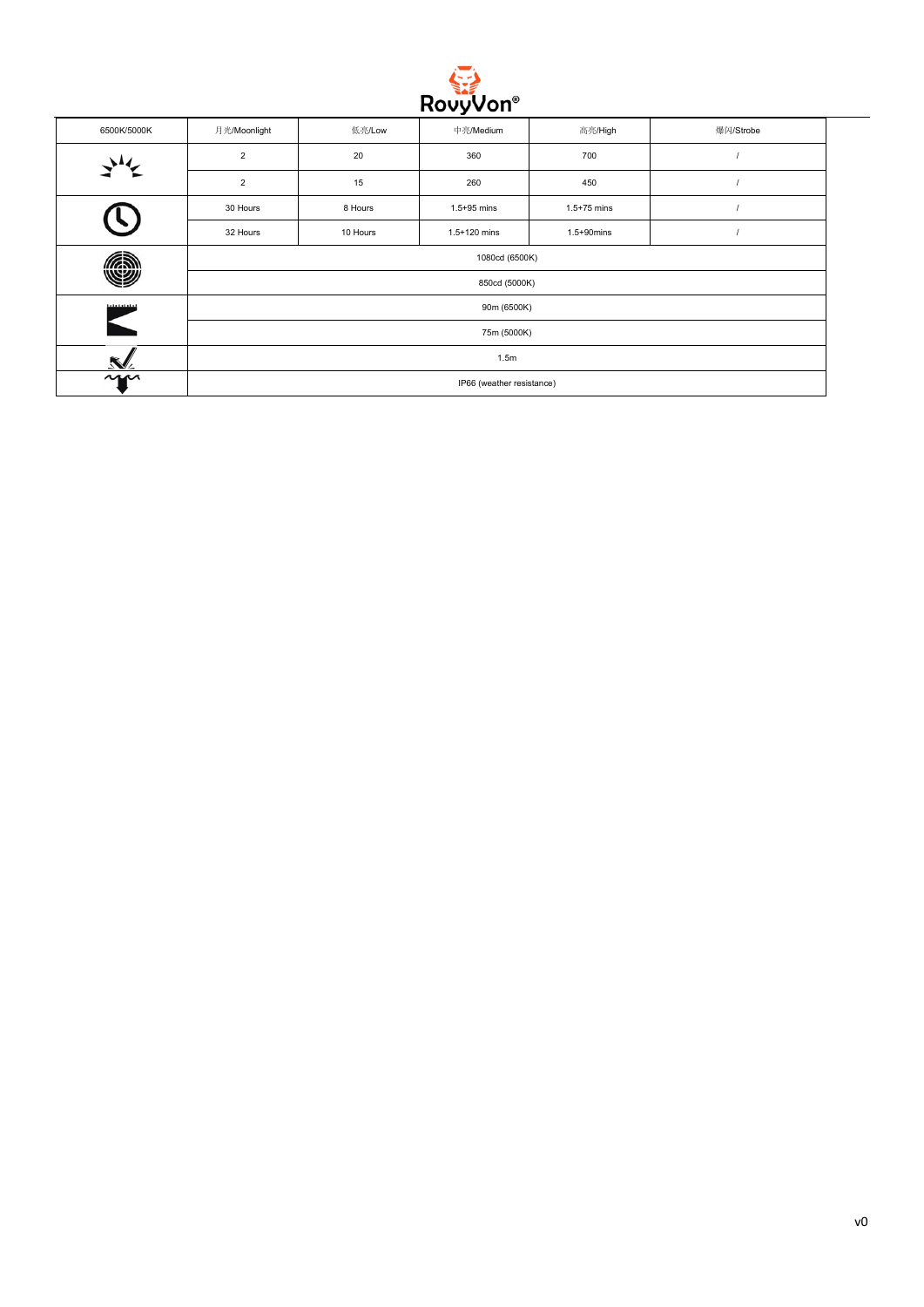| 6500K/5000K | 月光/Moonlight | 低亮/Low | 中亮/Medium | 高亮/High | 爆闪/Strobe |
|---|---|---|---|---|---|
| | 2 | 20 | 360 | 700 | / |
| | 2 | 15 | 260 | 450 | / |
| | 30 Hours | 8 Hours | 1.5+95 mins | 1.5+75 mins | / |
| | 32 Hours | 10 Hours | 1.5+120 mins | 1.5+90mins | / |
| | 1080cd (6500K) | | | | |
| | 850cd (5000K) | | | | |
| | 90m (6500K) | | | | |
| | 75m (5000K) | | | | |
| | 1.5m | | | | |
| | IP66 (weather resistance) | | | | |

v0